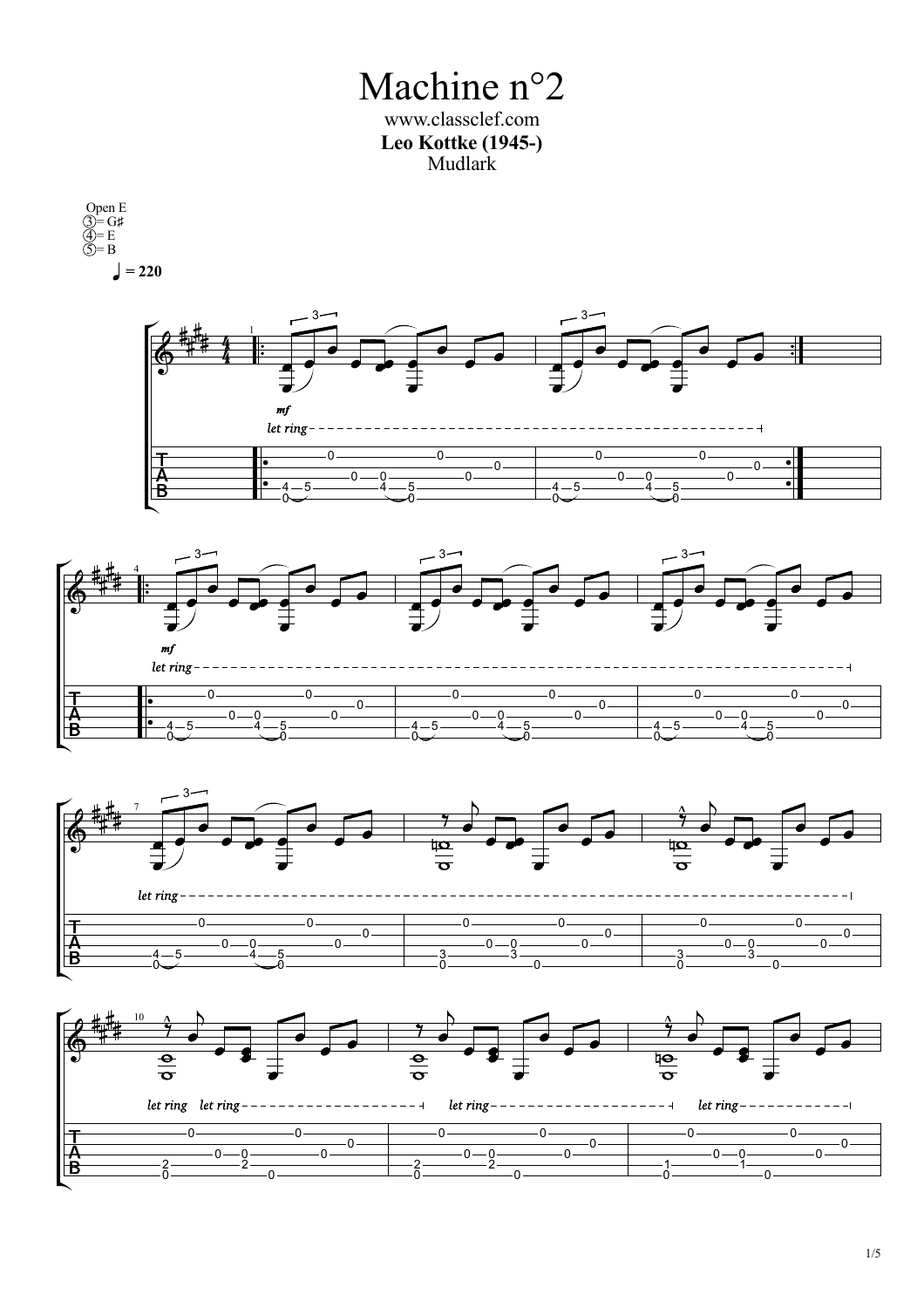# Machine n°2

www.classclef.com

**Leo Kottke (1945-)**

Mudlark

Open E
③= G♯
④= E
⑤= B

♩ = 220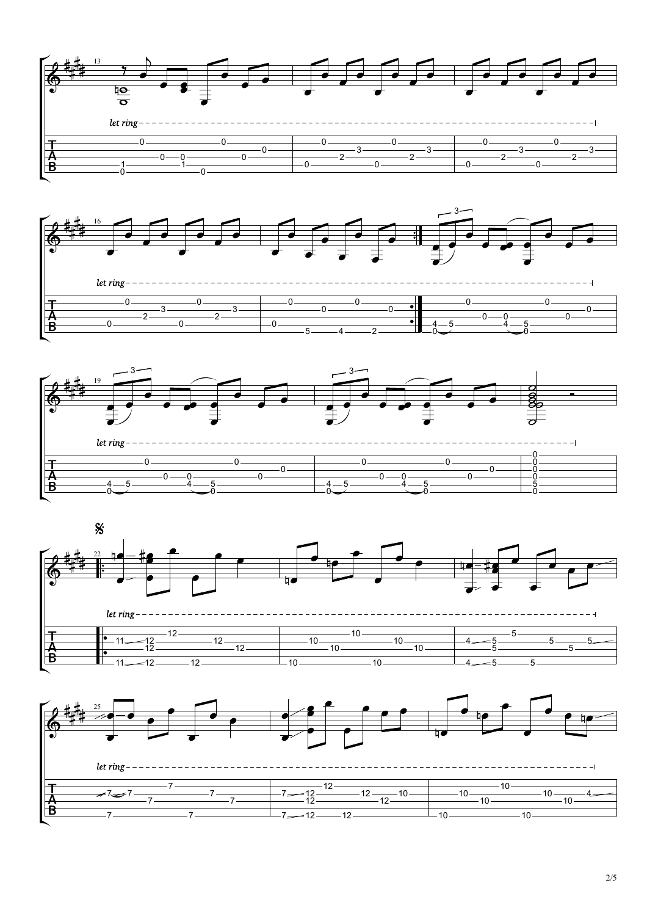let ring

let ring

let ring

let ring

let ring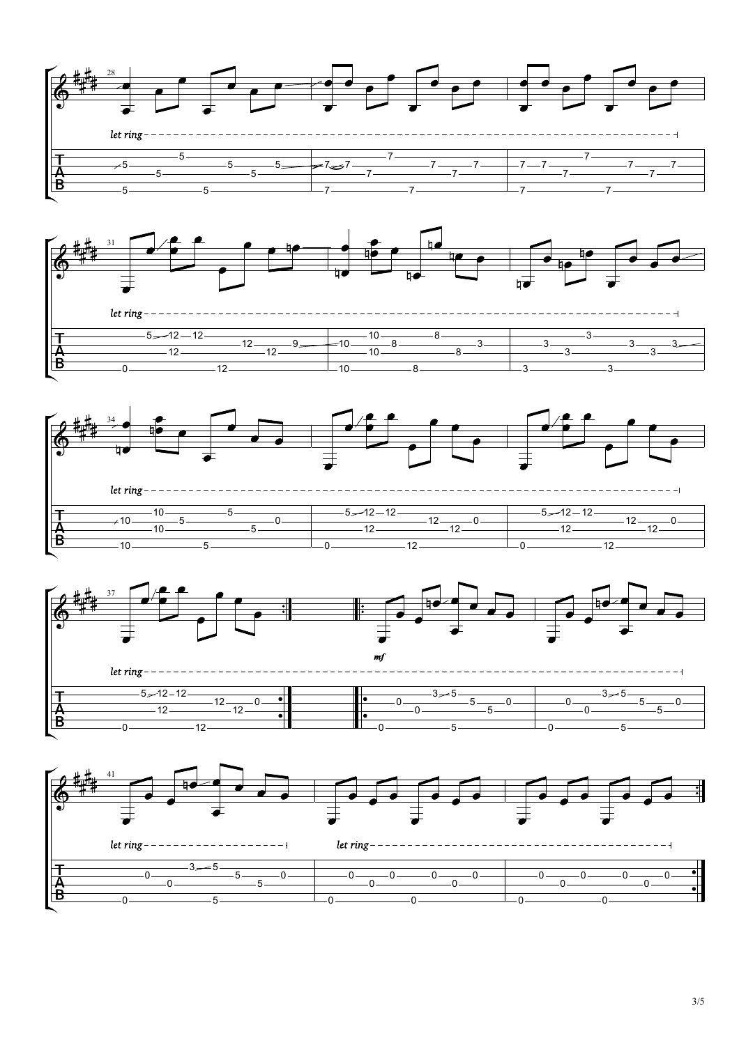28

*let ring*

31

*let ring*

34

*let ring*

37

*let ring*

*mf*

41

*let ring*

*let ring*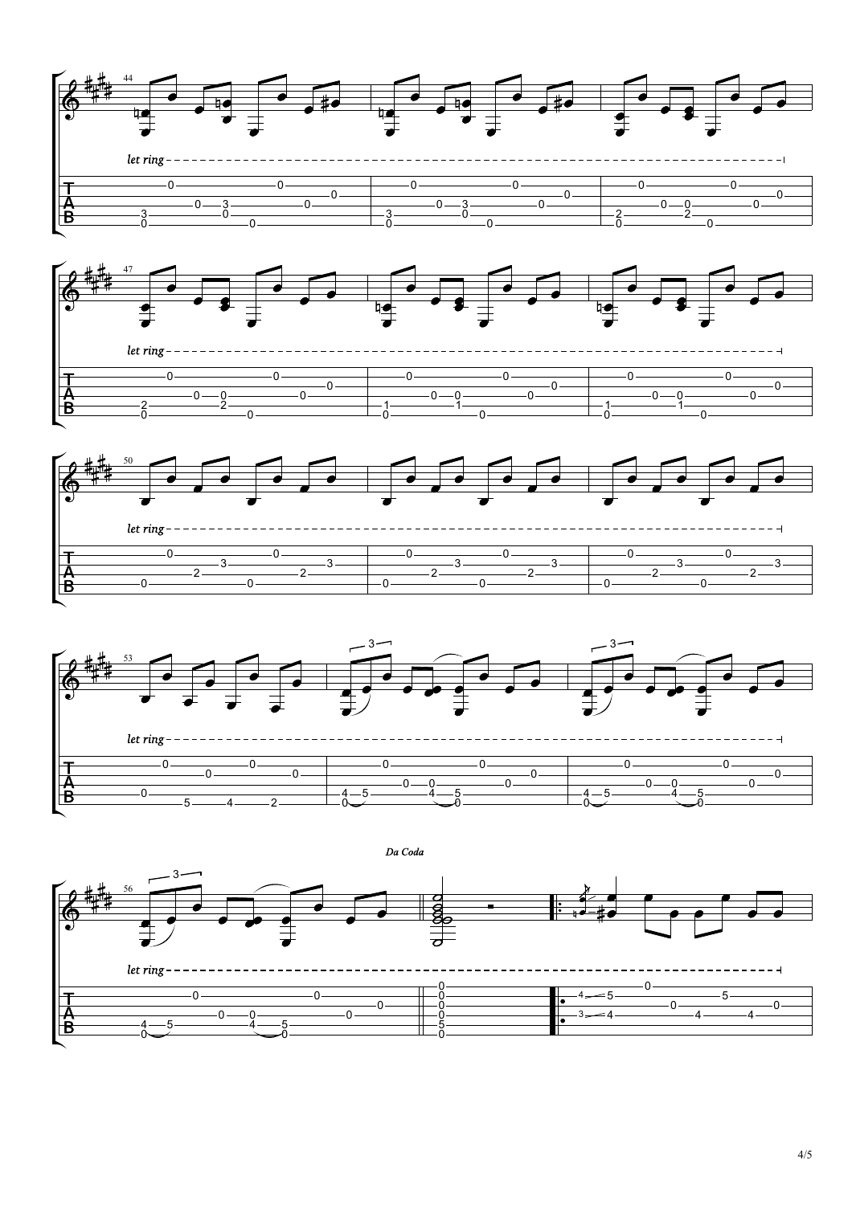*let ring*

*let ring*

*let ring*

*let ring*

*Da Coda*

*let ring*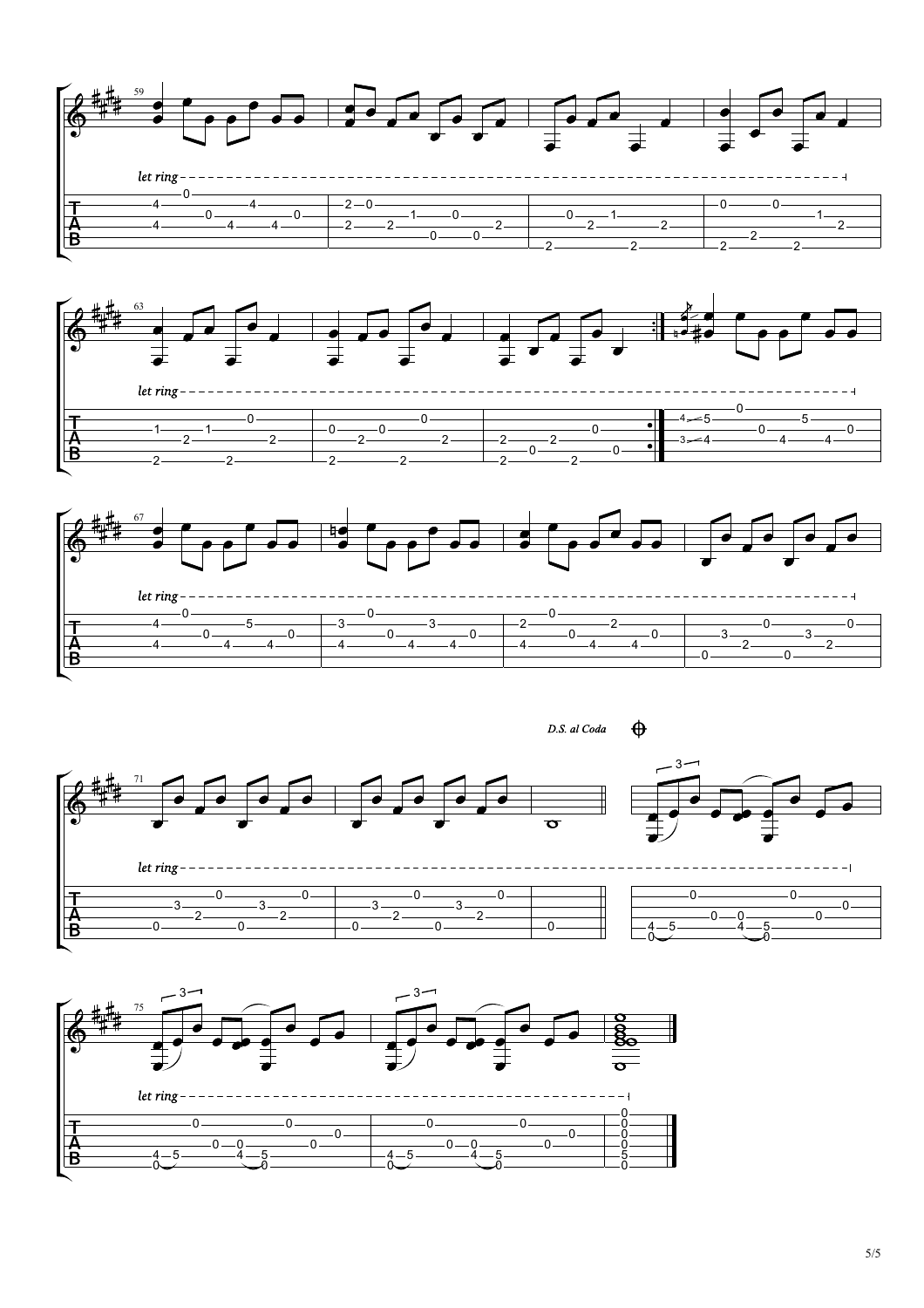let ring

let ring

let ring

D.S. al Coda

let ring

let ring